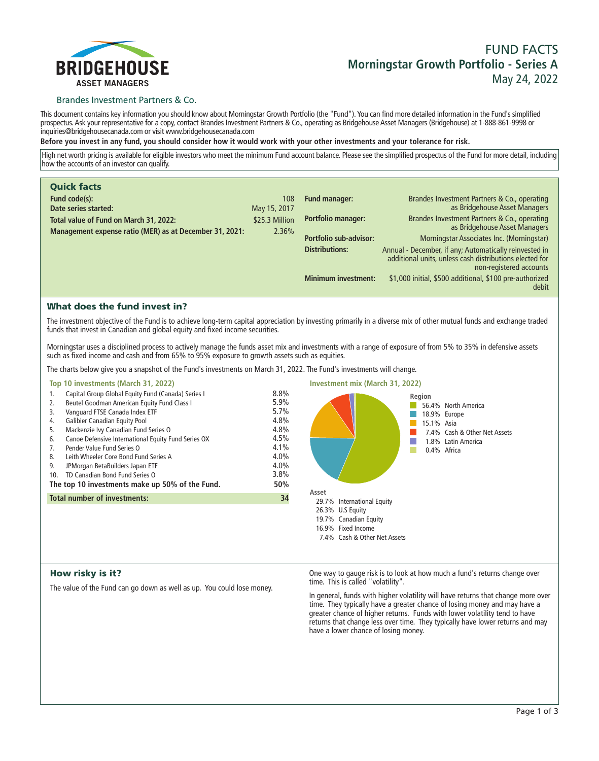BRIDGEHOUSE
ASSET MANAGERS

Brandes Investment Partners & Co.

# FUND FACTS
## Morningstar Growth Portfolio - Series A
May 24, 2022

This document contains key information you should know about Morningstar Growth Portfolio (the "Fund"). You can find more detailed information in the Fund's simplified prospectus. Ask your representative for a copy, contact Brandes Investment Partners & Co., operating as Bridgehouse Asset Managers (Bridgehouse) at 1-888-861-9998 or inquiries@bridgehousecanada.com or visit www.bridgehousecanada.com

**Before you invest in any fund, you should consider how it would work with your other investments and your tolerance for risk.**

High net worth pricing is available for eligible investors who meet the minimum Fund account balance. Please see the simplified prospectus of the Fund for more detail, including how the accounts of an investor can qualify.

### Quick facts

| | |
|---|---|
| **Fund code(s):** | 108 |
| **Date series started:** | May 15, 2017 |
| **Total value of Fund on March 31, 2022:** | $25.3 Million |
| **Management expense ratio (MER) as at December 31, 2021:** | 2.36% |
| **Fund manager:** | Brandes Investment Partners & Co., operating as Bridgehouse Asset Managers |
| **Portfolio manager:** | Brandes Investment Partners & Co., operating as Bridgehouse Asset Managers |
| **Portfolio sub-advisor:** | Morningstar Associates Inc. (Morningstar) |
| **Distributions:** | Annual - December, if any; Automatically reinvested in additional units, unless cash distributions elected for non-registered accounts |
| **Minimum investment:** | $1,000 initial, $500 additional, $100 pre-authorized debit |

### What does the fund invest in?

The investment objective of the Fund is to achieve long-term capital appreciation by investing primarily in a diverse mix of other mutual funds and exchange traded funds that invest in Canadian and global equity and fixed income securities.

Morningstar uses a disciplined process to actively manage the funds asset mix and investments with a range of exposure of from 5% to 35% in defensive assets such as fixed income and cash and from 65% to 95% exposure to growth assets such as equities.

The charts below give you a snapshot of the Fund's investments on March 31, 2022. The Fund's investments will change.

**Top 10 investments (March 31, 2022)**

| | | |
|---|---|---|
| 1. | Capital Group Global Equity Fund (Canada) Series I | 8.8% |
| 2. | Beutel Goodman American Equity Fund Class I | 5.9% |
| 3. | Vanguard FTSE Canada Index ETF | 5.7% |
| 4. | Galibier Canadian Equity Pool | 4.8% |
| 5. | Mackenzie Ivy Canadian Fund Series O | 4.8% |
| 6. | Canoe Defensive International Equity Fund Series OX | 4.5% |
| 7. | Pender Value Fund Series O | 4.1% |
| 8. | Leith Wheeler Core Bond Fund Series A | 4.0% |
| 9. | JPMorgan BetaBuilders Japan ETF | 4.0% |
| 10. | TD Canadian Bond Fund Series O | 3.8% |
| **The top 10 investments make up 50% of the Fund.** | | **50%** |
| **Total number of investments:** | | **34** |

**Investment mix (March 31, 2022)**

**Region**

| | |
|---|---|
| 56.4% | North America |
| 18.9% | Europe |
| 15.1% | Asia |
| 7.4% | Cash & Other Net Assets |
| 1.8% | Latin America |
| 0.4% | Africa |

**Asset**

| | |
|---|---|
| 29.7% | International Equity |
| 26.3% | U.S Equity |
| 19.7% | Canadian Equity |
| 16.9% | Fixed Income |
| 7.4% | Cash & Other Net Assets |

### How risky is it?

The value of the Fund can go down as well as up. You could lose money.

One way to gauge risk is to look at how much a fund's returns change over time. This is called "volatility".

In general, funds with higher volatility will have returns that change more over time. They typically have a greater chance of losing money and may have a greater chance of higher returns. Funds with lower volatility tend to have returns that change less over time. They typically have lower returns and may have a lower chance of losing money.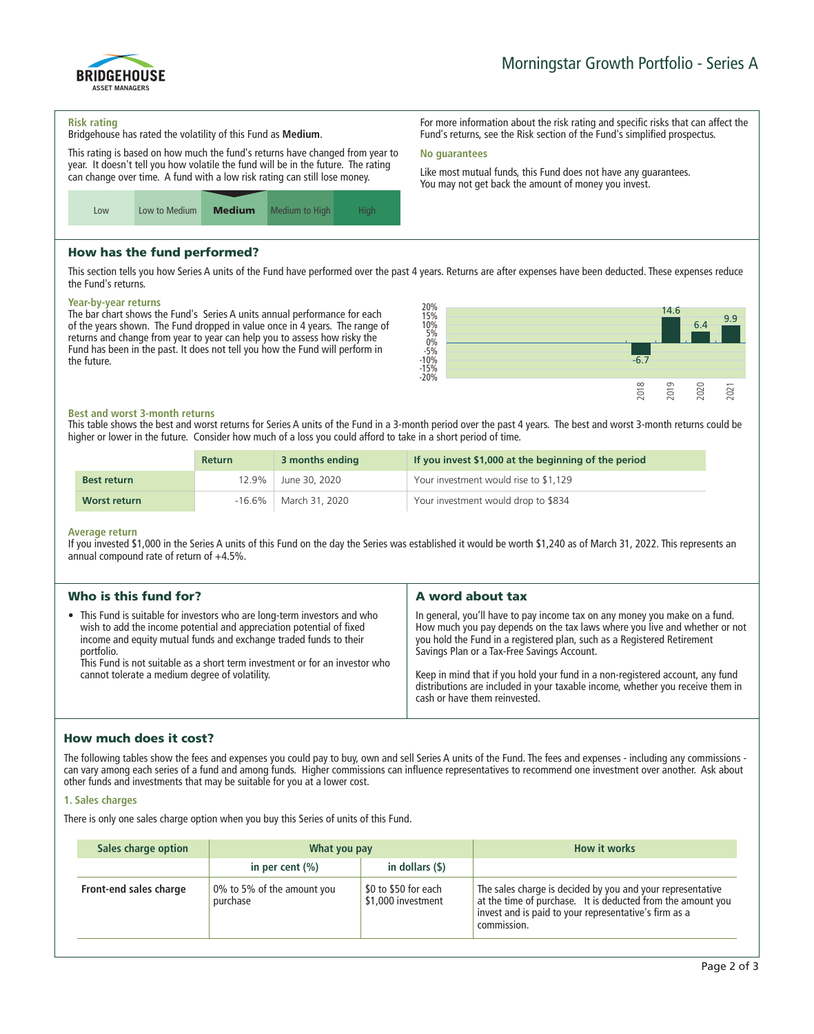# Morningstar Growth Portfolio - Series A

### Risk rating

Bridgehouse has rated the volatility of this Fund as **Medium**.

This rating is based on how much the fund's returns have changed from year to year. It doesn't tell you how volatile the fund will be in the future. The rating can change over time. A fund with a low risk rating can still lose money.

| Low | Low to Medium | **Medium** | Medium to High | High |
|---|---|---|---|---|

For more information about the risk rating and specific risks that can affect the Fund's returns, see the Risk section of the Fund's simplified prospectus.

### No guarantees

Like most mutual funds, this Fund does not have any guarantees. You may not get back the amount of money you invest.

## How has the fund performed?

This section tells you how Series A units of the Fund have performed over the past 4 years. Returns are after expenses have been deducted. These expenses reduce the Fund's returns.

### Year-by-year returns

The bar chart shows the Fund's Series A units annual performance for each of the years shown. The Fund dropped in value once in 4 years. The range of returns and change from year to year can help you to assess how risky the Fund has been in the past. It does not tell you how the Fund will perform in the future.

| Year | 2018 | 2019 | 2020 | 2021 |
|---|---|---|---|---|
| Return (%) | -6.7 | 14.6 | 6.4 | 9.9 |

### Best and worst 3-month returns

This table shows the best and worst returns for Series A units of the Fund in a 3-month period over the past 4 years. The best and worst 3-month returns could be higher or lower in the future. Consider how much of a loss you could afford to take in a short period of time.

| | Return | 3 months ending | If you invest $1,000 at the beginning of the period |
|---|---|---|---|
| **Best return** | 12.9% | June 30, 2020 | Your investment would rise to $1,129 |
| **Worst return** | -16.6% | March 31, 2020 | Your investment would drop to $834 |

### Average return

If you invested $1,000 in the Series A units of this Fund on the day the Series was established it would be worth $1,240 as of March 31, 2022. This represents an annual compound rate of return of +4.5%.

## Who is this fund for?

- This Fund is suitable for investors who are long-term investors and who wish to add the income potential and appreciation potential of fixed income and equity mutual funds and exchange traded funds to their portfolio.
  This Fund is not suitable as a short term investment or for an investor who cannot tolerate a medium degree of volatility.

## A word about tax

In general, you'll have to pay income tax on any money you make on a fund. How much you pay depends on the tax laws where you live and whether or not you hold the Fund in a registered plan, such as a Registered Retirement Savings Plan or a Tax-Free Savings Account.

Keep in mind that if you hold your fund in a non-registered account, any fund distributions are included in your taxable income, whether you receive them in cash or have them reinvested.

## How much does it cost?

The following tables show the fees and expenses you could pay to buy, own and sell Series A units of the Fund. The fees and expenses - including any commissions - can vary among each series of a fund and among funds. Higher commissions can influence representatives to recommend one investment over another. Ask about other funds and investments that may be suitable for you at a lower cost.

### 1. Sales charges

There is only one sales charge option when you buy this Series of units of this Fund.

| Sales charge option | What you pay | | How it works |
|---|---|---|---|
| | in per cent (%) | in dollars ($) | |
| **Front-end sales charge** | 0% to 5% of the amount you purchase | $0 to $50 for each $1,000 investment | The sales charge is decided by you and your representative at the time of purchase. It is deducted from the amount you invest and is paid to your representative's firm as a commission. |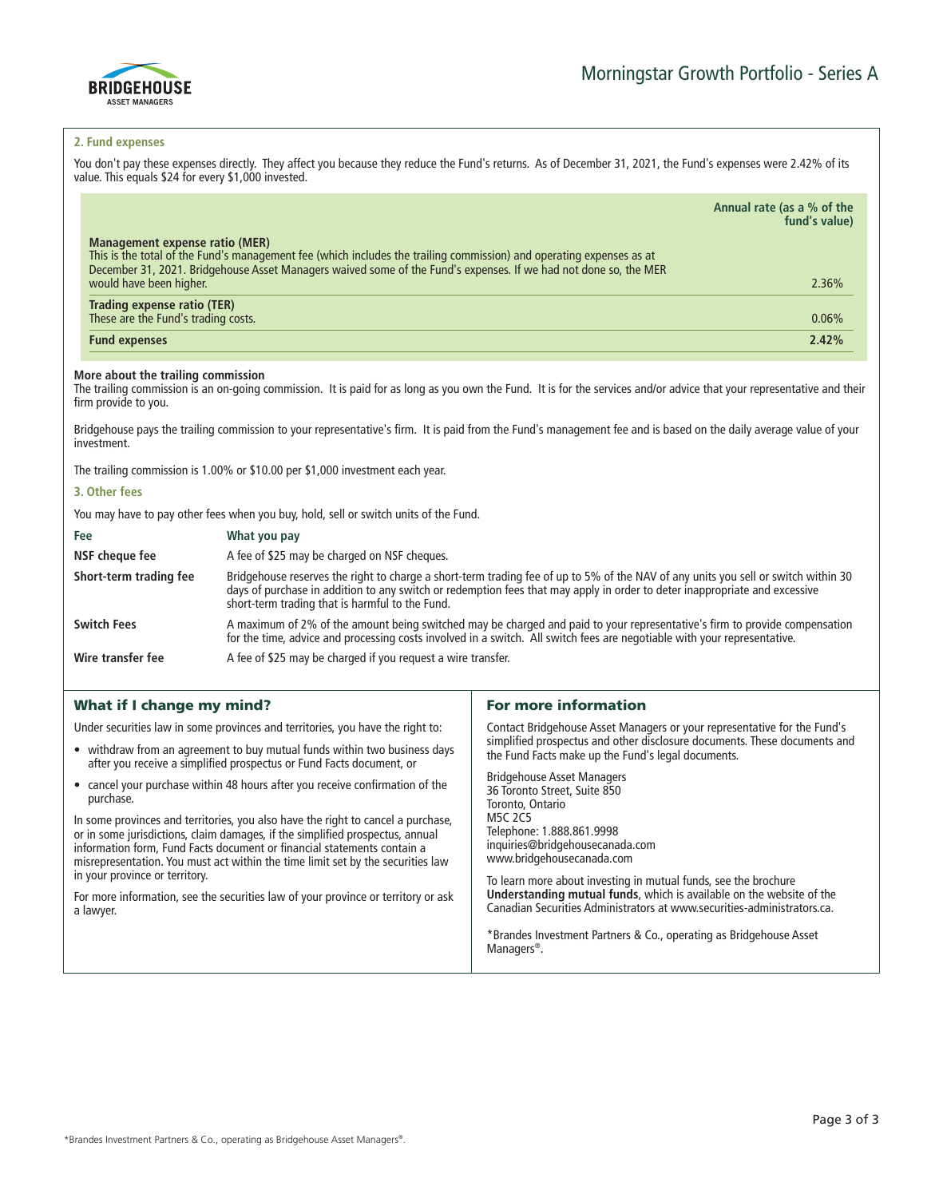# Morningstar Growth Portfolio - Series A

## 2. Fund expenses

You don't pay these expenses directly. They affect you because they reduce the Fund's returns. As of December 31, 2021, the Fund's expenses were 2.42% of its value. This equals $24 for every $1,000 invested.

| | Annual rate (as a % of the fund's value) |
|---|---|
| **Management expense ratio (MER)**<br>This is the total of the Fund's management fee (which includes the trailing commission) and operating expenses as at December 31, 2021. Bridgehouse Asset Managers waived some of the Fund's expenses. If we had not done so, the MER would have been higher. | 2.36% |
| **Trading expense ratio (TER)**<br>These are the Fund's trading costs. | 0.06% |
| **Fund expenses** | **2.42%** |

**More about the trailing commission**

The trailing commission is an on-going commission. It is paid for as long as you own the Fund. It is for the services and/or advice that your representative and their firm provide to you.

Bridgehouse pays the trailing commission to your representative's firm. It is paid from the Fund's management fee and is based on the daily average value of your investment.

The trailing commission is 1.00% or $10.00 per $1,000 investment each year.

## 3. Other fees

You may have to pay other fees when you buy, hold, sell or switch units of the Fund.

| Fee | What you pay |
|---|---|
| **NSF cheque fee** | A fee of $25 may be charged on NSF cheques. |
| **Short-term trading fee** | Bridgehouse reserves the right to charge a short-term trading fee of up to 5% of the NAV of any units you sell or switch within 30 days of purchase in addition to any switch or redemption fees that may apply in order to deter inappropriate and excessive short-term trading that is harmful to the Fund. |
| **Switch Fees** | A maximum of 2% of the amount being switched may be charged and paid to your representative's firm to provide compensation for the time, advice and processing costs involved in a switch. All switch fees are negotiable with your representative. |
| **Wire transfer fee** | A fee of $25 may be charged if you request a wire transfer. |

## What if I change my mind?

Under securities law in some provinces and territories, you have the right to:

- withdraw from an agreement to buy mutual funds within two business days after you receive a simplified prospectus or Fund Facts document, or
- cancel your purchase within 48 hours after you receive confirmation of the purchase.

In some provinces and territories, you also have the right to cancel a purchase, or in some jurisdictions, claim damages, if the simplified prospectus, annual information form, Fund Facts document or financial statements contain a misrepresentation. You must act within the time limit set by the securities law in your province or territory.

For more information, see the securities law of your province or territory or ask a lawyer.

## For more information

Contact Bridgehouse Asset Managers or your representative for the Fund's simplified prospectus and other disclosure documents. These documents and the Fund Facts make up the Fund's legal documents.

Bridgehouse Asset Managers
36 Toronto Street, Suite 850
Toronto, Ontario
M5C 2C5
Telephone: 1.888.861.9998
inquiries@bridgehousecanada.com
www.bridgehousecanada.com

To learn more about investing in mutual funds, see the brochure **Understanding mutual funds**, which is available on the website of the Canadian Securities Administrators at www.securities-administrators.ca.

*Brandes Investment Partners & Co., operating as Bridgehouse Asset Managers®.